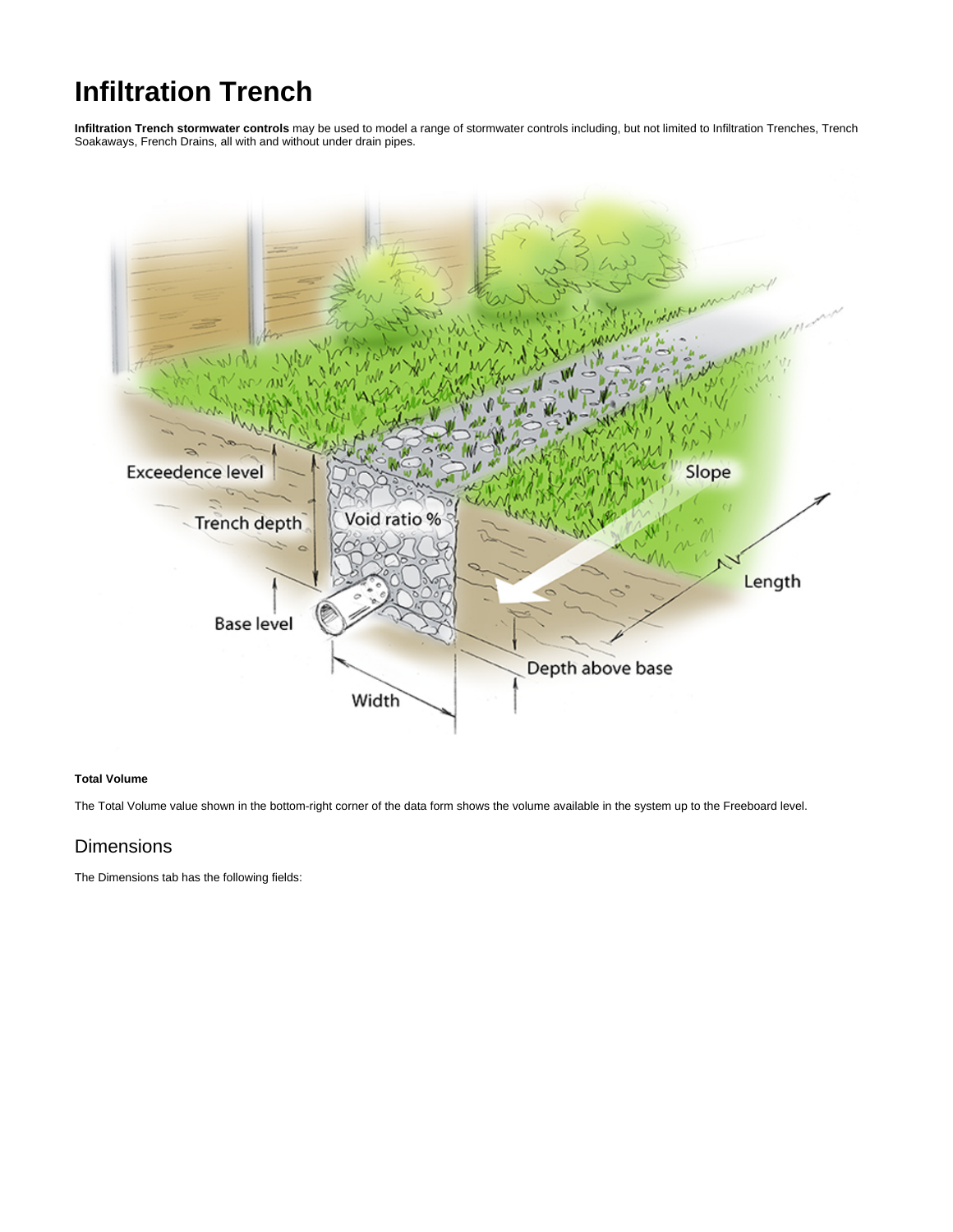# Infiltration Trench

**Infiltration Trench stormwater controls** may be used to model a range of stormwater controls including, but not limited to Infiltration Trenches, Trench Soakaways, French Drains, all with and without under drain pipes.

**Total Volume**

The Total Volume value shown in the bottom-right corner of the data form shows the volume available in the system up to the Freeboard level.

## Dimensions

The Dimensions tab has the following fields: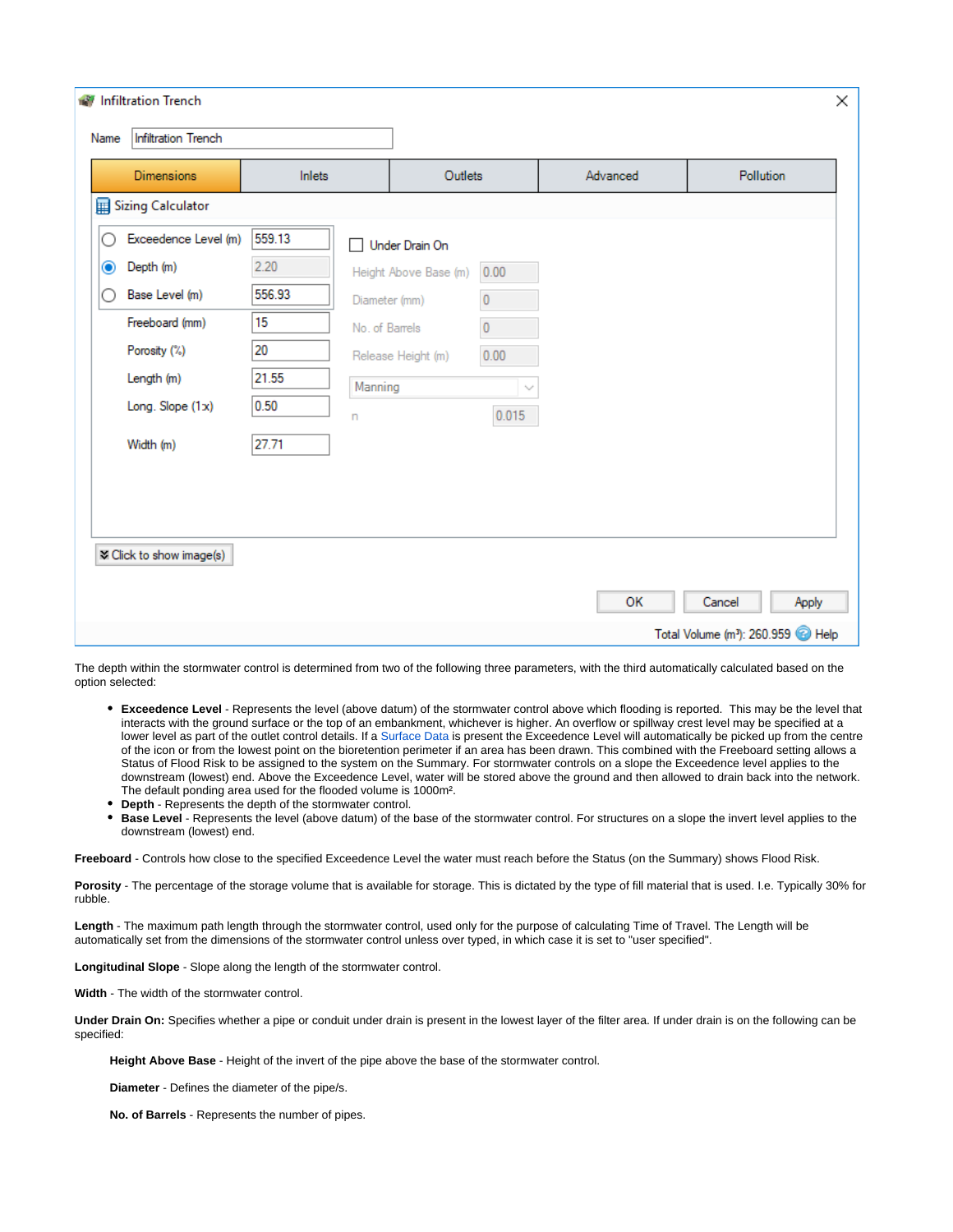The depth within the stormwater control is determined from two of the following three parameters, with the third automatically calculated based on the option selected:

- **Exceedence Level** - Represents the level (above datum) of the stormwater control above which flooding is reported. This may be the level that interacts with the ground surface or the top of an embankment, whichever is higher. An overflow or spillway crest level may be specified at a lower level as part of the outlet control details. If a Surface Data is present the Exceedence Level will automatically be picked up from the centre of the icon or from the lowest point on the bioretention perimeter if an area has been drawn. This combined with the Freeboard setting allows a Status of Flood Risk to be assigned to the system on the Summary. For stormwater controls on a slope the Exceedence level applies to the downstream (lowest) end. Above the Exceedence Level, water will be stored above the ground and then allowed to drain back into the network. The default ponding area used for the flooded volume is 1000m².
- **Depth** - Represents the depth of the stormwater control.
- **Base Level** - Represents the level (above datum) of the base of the stormwater control. For structures on a slope the invert level applies to the downstream (lowest) end.

**Freeboard** - Controls how close to the specified Exceedence Level the water must reach before the Status (on the Summary) shows Flood Risk.

**Porosity** - The percentage of the storage volume that is available for storage. This is dictated by the type of fill material that is used. I.e. Typically 30% for rubble.

**Length** - The maximum path length through the stormwater control, used only for the purpose of calculating Time of Travel. The Length will be automatically set from the dimensions of the stormwater control unless over typed, in which case it is set to "user specified".

**Longitudinal Slope** - Slope along the length of the stormwater control.

**Width** - The width of the stormwater control.

**Under Drain On:** Specifies whether a pipe or conduit under drain is present in the lowest layer of the filter area. If under drain is on the following can be specified:

**Height Above Base** - Height of the invert of the pipe above the base of the stormwater control.

**Diameter** - Defines the diameter of the pipe/s.

**No. of Barrels** - Represents the number of pipes.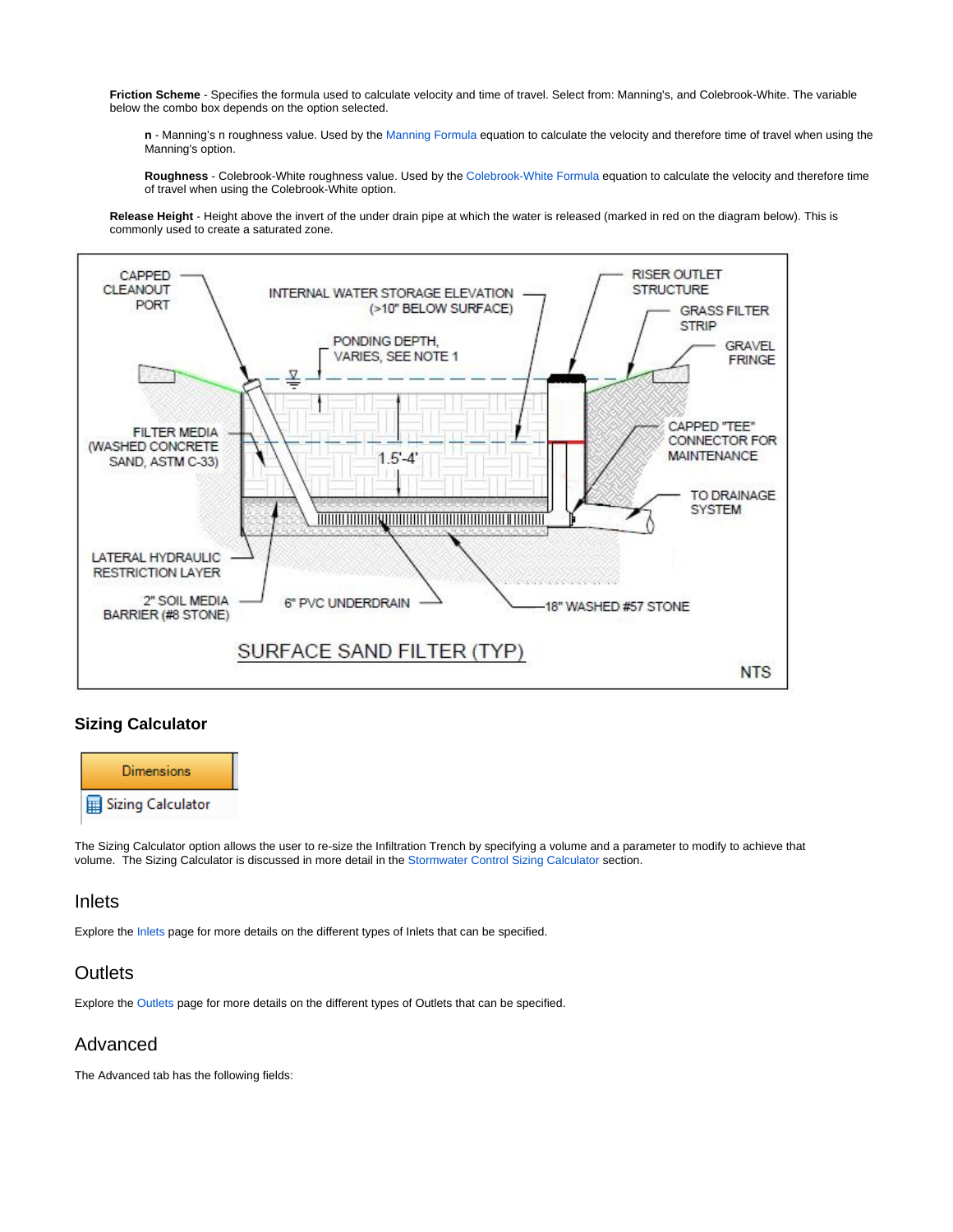**Friction Scheme** - Specifies the formula used to calculate velocity and time of travel. Select from: Manning's, and Colebrook-White. The variable below the combo box depends on the option selected.

> **n** - Manning's n roughness value. Used by the Manning Formula equation to calculate the velocity and therefore time of travel when using the Manning's option.
>
> **Roughness** - Colebrook-White roughness value. Used by the Colebrook-White Formula equation to calculate the velocity and therefore time of travel when using the Colebrook-White option.

**Release Height** - Height above the invert of the under drain pipe at which the water is released (marked in red on the diagram below). This is commonly used to create a saturated zone.

## Sizing Calculator

The Sizing Calculator option allows the user to re-size the Infiltration Trench by specifying a volume and a parameter to modify to achieve that volume. The Sizing Calculator is discussed in more detail in the Stormwater Control Sizing Calculator section.

## Inlets

Explore the Inlets page for more details on the different types of Inlets that can be specified.

## Outlets

Explore the Outlets page for more details on the different types of Outlets that can be specified.

## Advanced

The Advanced tab has the following fields: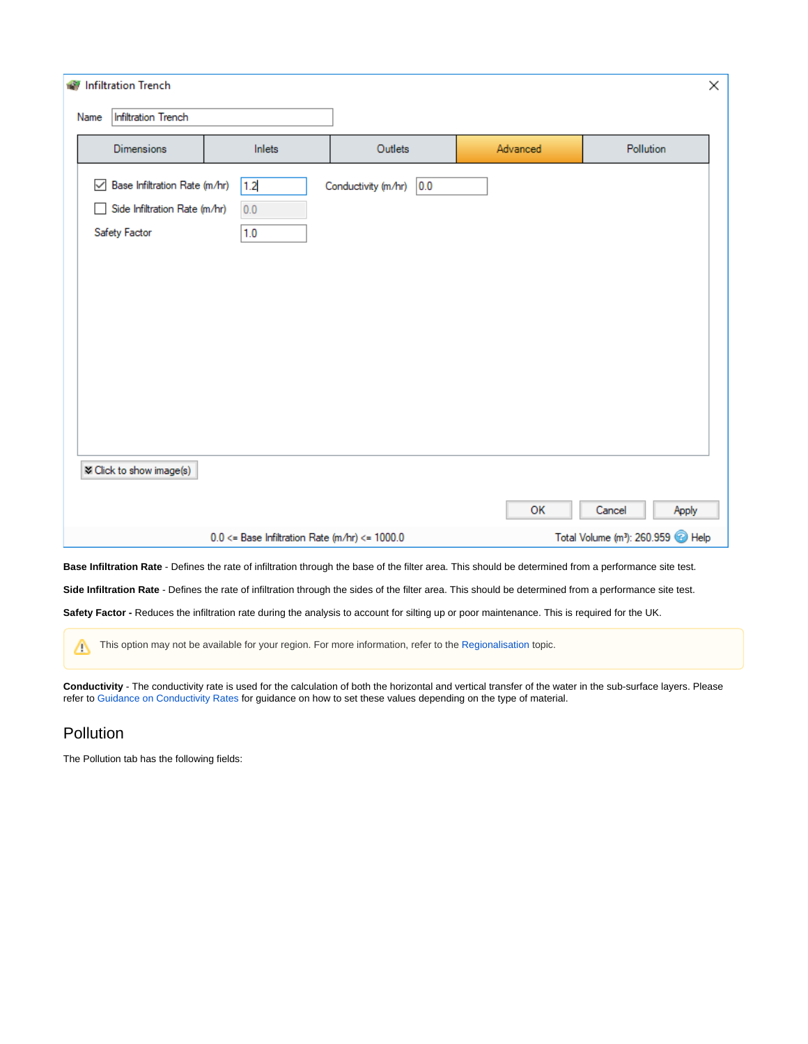Infiltration Trench

Name: Infiltration Trench

Dimensions | Inlets | Outlets | Advanced | Pollution

☑ Base Infiltration Rate (m/hr) 1.2

☐ Side Infiltration Rate (m/hr) 0.0

Safety Factor 1.0

Conductivity (m/hr) 0.0

Click to show image(s)

OK | Cancel | Apply

0.0 <= Base Infiltration Rate (m/hr) <= 1000.0

Total Volume ($m^3$): 260.959 Help

**Base Infiltration Rate** - Defines the rate of infiltration through the base of the filter area. This should be determined from a performance site test.

**Side Infiltration Rate** - Defines the rate of infiltration through the sides of the filter area. This should be determined from a performance site test.

**Safety Factor -** Reduces the infiltration rate during the analysis to account for silting up or poor maintenance. This is required for the UK.

> This option may not be available for your region. For more information, refer to the Regionalisation topic.

**Conductivity** - The conductivity rate is used for the calculation of both the horizontal and vertical transfer of the water in the sub-surface layers. Please refer to Guidance on Conductivity Rates for guidance on how to set these values depending on the type of material.

## Pollution

The Pollution tab has the following fields: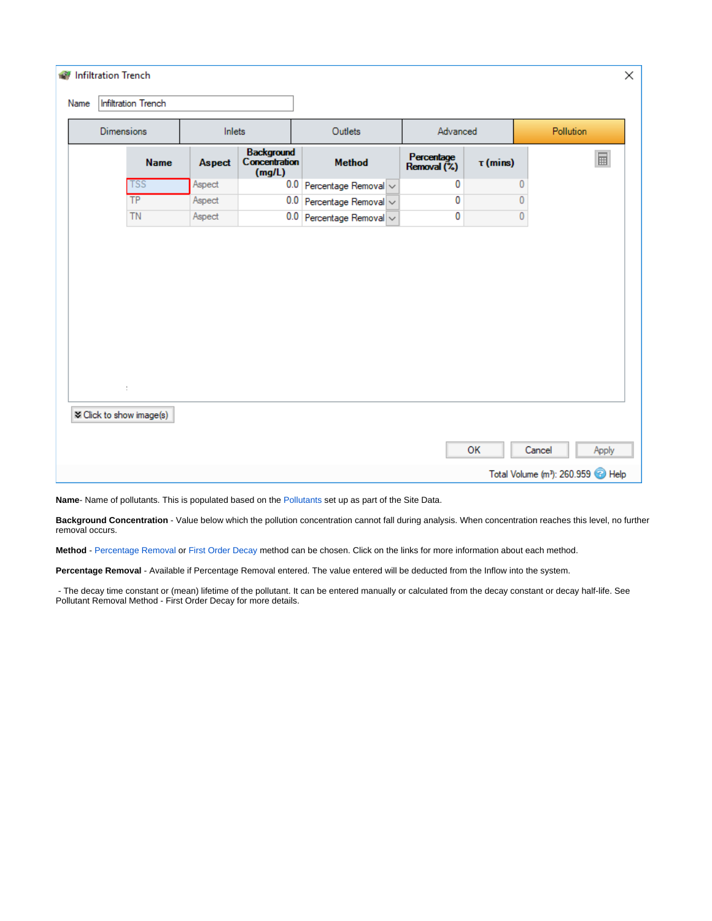Infiltration Trench

Name: Infiltration Trench

Dimensions | Inlets | Outlets | Advanced | Pollution

| Name | Aspect | Background Concentration (mg/L) | Method | Percentage Removal (%) | τ (mins) |
|---|---|---|---|---|---|
| TSS | Aspect | 0.0 | Percentage Removal | 0 | 0 |
| TP | Aspect | 0.0 | Percentage Removal | 0 | 0 |
| TN | Aspect | 0.0 | Percentage Removal | 0 | 0 |

Click to show image(s)

OK | Cancel | Apply

Total Volume ($m^3$): 260.959 Help

**Name**- Name of pollutants. This is populated based on the Pollutants set up as part of the Site Data.

**Background Concentration** - Value below which the pollution concentration cannot fall during analysis. When concentration reaches this level, no further removal occurs.

**Method** - Percentage Removal or First Order Decay method can be chosen. Click on the links for more information about each method.

**Percentage Removal** - Available if Percentage Removal entered. The value entered will be deducted from the Inflow into the system.

- The decay time constant or (mean) lifetime of the pollutant. It can be entered manually or calculated from the decay constant or decay half-life. See Pollutant Removal Method - First Order Decay for more details.